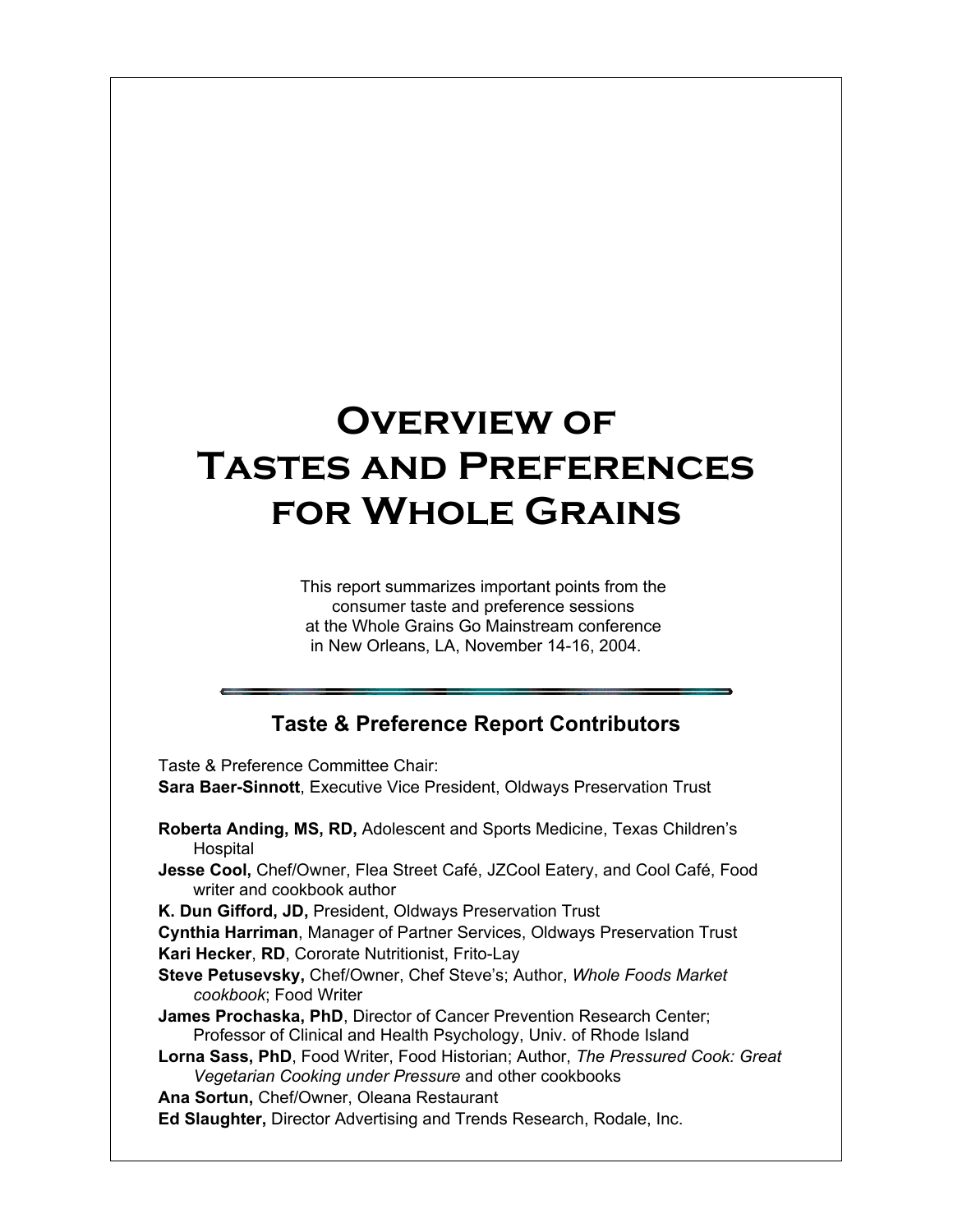# Overview of Tastes and Preferences for Whole Grains

This report summarizes important points from the consumer taste and preference sessions at the Whole Grains Go Mainstream conference in New Orleans, LA, November 14-16, 2004.

## Taste & Preference Report Contributors

Taste & Preference Committee Chair:
**Sara Baer-Sinnott**, Executive Vice President, Oldways Preservation Trust

**Roberta Anding, MS, RD,** Adolescent and Sports Medicine, Texas Children's Hospital

**Jesse Cool,** Chef/Owner, Flea Street Café, JZCool Eatery, and Cool Café, Food writer and cookbook author

**K. Dun Gifford, JD,** President, Oldways Preservation Trust

**Cynthia Harriman**, Manager of Partner Services, Oldways Preservation Trust

**Kari Hecker**, **RD**, Cororate Nutritionist, Frito-Lay

**Steve Petusevsky,** Chef/Owner, Chef Steve's; Author, *Whole Foods Market cookbook*; Food Writer

**James Prochaska, PhD**, Director of Cancer Prevention Research Center; Professor of Clinical and Health Psychology, Univ. of Rhode Island

**Lorna Sass, PhD**, Food Writer, Food Historian; Author, *The Pressured Cook: Great Vegetarian Cooking under Pressure* and other cookbooks

**Ana Sortun,** Chef/Owner, Oleana Restaurant

**Ed Slaughter,** Director Advertising and Trends Research, Rodale, Inc.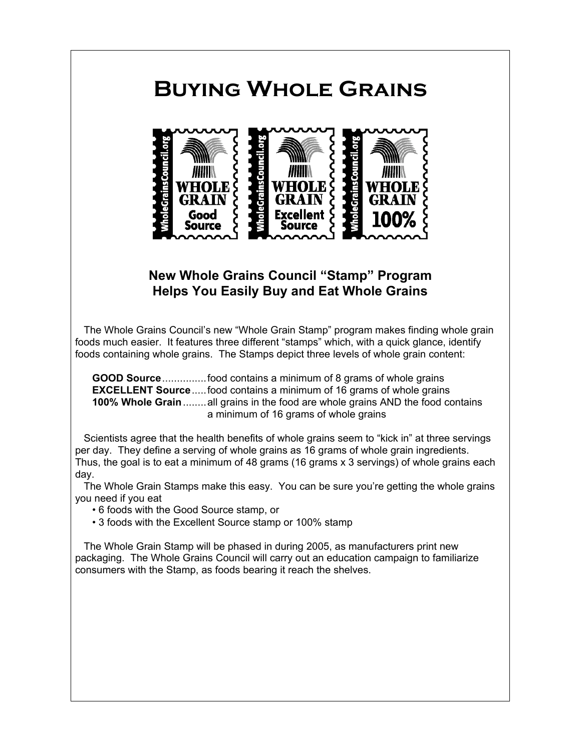# Buying Whole Grains

## New Whole Grains Council "Stamp" Program Helps You Easily Buy and Eat Whole Grains

The Whole Grains Council's new "Whole Grain Stamp" program makes finding whole grain foods much easier. It features three different "stamps" which, with a quick glance, identify foods containing whole grains. The Stamps depict three levels of whole grain content:

**GOOD Source**............... food contains a minimum of 8 grams of whole grains
**EXCELLENT Source**..... food contains a minimum of 16 grams of whole grains
**100% Whole Grain**........ all grains in the food are whole grains AND the food contains a minimum of 16 grams of whole grains

Scientists agree that the health benefits of whole grains seem to "kick in" at three servings per day. They define a serving of whole grains as 16 grams of whole grain ingredients. Thus, the goal is to eat a minimum of 48 grams (16 grams x 3 servings) of whole grains each day.

The Whole Grain Stamps make this easy. You can be sure you're getting the whole grains you need if you eat

- 6 foods with the Good Source stamp, or
- 3 foods with the Excellent Source stamp or 100% stamp

The Whole Grain Stamp will be phased in during 2005, as manufacturers print new packaging. The Whole Grains Council will carry out an education campaign to familiarize consumers with the Stamp, as foods bearing it reach the shelves.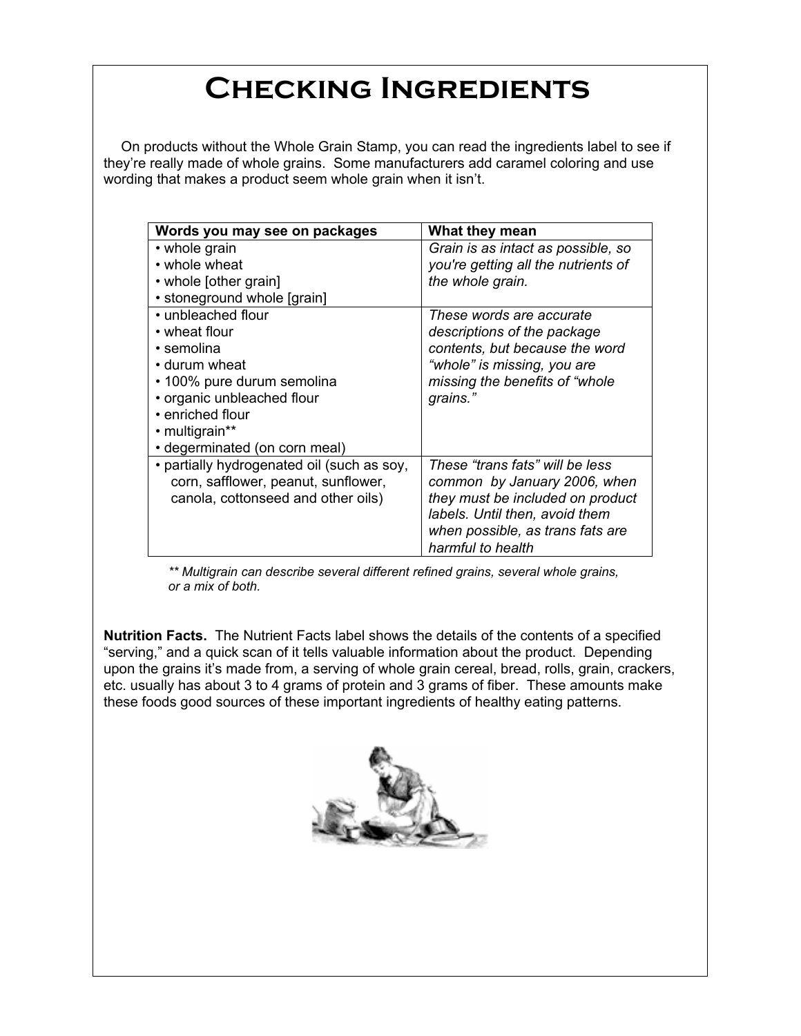# Checking Ingredients

On products without the Whole Grain Stamp, you can read the ingredients label to see if they're really made of whole grains. Some manufacturers add caramel coloring and use wording that makes a product seem whole grain when it isn't.

| Words you may see on packages | What they mean |
|---|---|
| • whole grain<br>• whole wheat<br>• whole [other grain]<br>• stoneground whole [grain] | *Grain is as intact as possible, so you're getting all the nutrients of the whole grain.* |
| • unbleached flour<br>• wheat flour<br>• semolina<br>• durum wheat<br>• 100% pure durum semolina<br>• organic unbleached flour<br>• enriched flour<br>• multigrain**<br>• degerminated (on corn meal) | *These words are accurate descriptions of the package contents, but because the word "whole" is missing, you are missing the benefits of "whole grains."* |
| • partially hydrogenated oil (such as soy, corn, safflower, peanut, sunflower, canola, cottonseed and other oils) | *These "trans fats" will be less common by January 2006, when they must be included on product labels. Until then, avoid them when possible, as trans fats are harmful to health* |

*** Multigrain can describe several different refined grains, several whole grains, or a mix of both.*

**Nutrition Facts.** The Nutrient Facts label shows the details of the contents of a specified "serving," and a quick scan of it tells valuable information about the product. Depending upon the grains it's made from, a serving of whole grain cereal, bread, rolls, grain, crackers, etc. usually has about 3 to 4 grams of protein and 3 grams of fiber. These amounts make these foods good sources of these important ingredients of healthy eating patterns.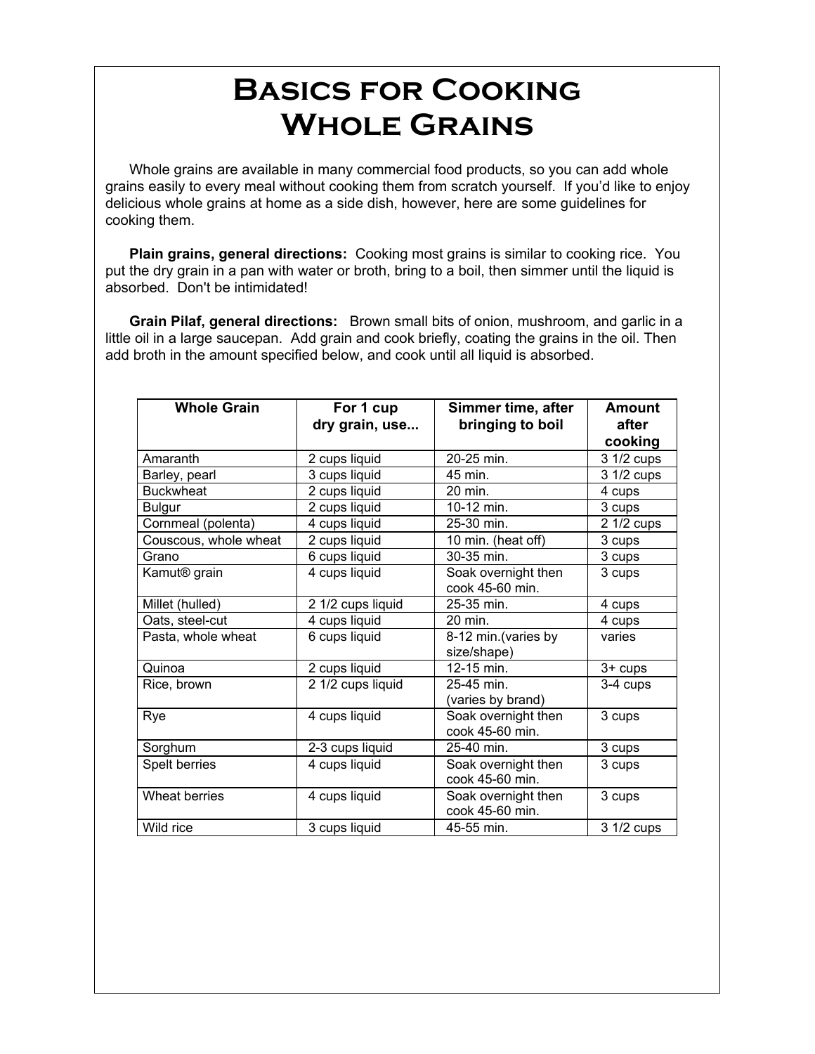# Basics for Cooking Whole Grains

Whole grains are available in many commercial food products, so you can add whole grains easily to every meal without cooking them from scratch yourself. If you'd like to enjoy delicious whole grains at home as a side dish, however, here are some guidelines for cooking them.

**Plain grains, general directions:** Cooking most grains is similar to cooking rice. You put the dry grain in a pan with water or broth, bring to a boil, then simmer until the liquid is absorbed. Don't be intimidated!

**Grain Pilaf, general directions:** Brown small bits of onion, mushroom, and garlic in a little oil in a large saucepan. Add grain and cook briefly, coating the grains in the oil. Then add broth in the amount specified below, and cook until all liquid is absorbed.

| Whole Grain | For 1 cup dry grain, use... | Simmer time, after bringing to boil | Amount after cooking |
|---|---|---|---|
| Amaranth | 2 cups liquid | 20-25 min. | 3 1/2 cups |
| Barley, pearl | 3 cups liquid | 45 min. | 3 1/2 cups |
| Buckwheat | 2 cups liquid | 20 min. | 4 cups |
| Bulgur | 2 cups liquid | 10-12 min. | 3 cups |
| Cornmeal (polenta) | 4 cups liquid | 25-30 min. | 2 1/2 cups |
| Couscous, whole wheat | 2 cups liquid | 10 min. (heat off) | 3 cups |
| Grano | 6 cups liquid | 30-35 min. | 3 cups |
| Kamut® grain | 4 cups liquid | Soak overnight then cook 45-60 min. | 3 cups |
| Millet (hulled) | 2 1/2 cups liquid | 25-35 min. | 4 cups |
| Oats, steel-cut | 4 cups liquid | 20 min. | 4 cups |
| Pasta, whole wheat | 6 cups liquid | 8-12 min.(varies by size/shape) | varies |
| Quinoa | 2 cups liquid | 12-15 min. | 3+ cups |
| Rice, brown | 2 1/2 cups liquid | 25-45 min. (varies by brand) | 3-4 cups |
| Rye | 4 cups liquid | Soak overnight then cook 45-60 min. | 3 cups |
| Sorghum | 2-3 cups liquid | 25-40 min. | 3 cups |
| Spelt berries | 4 cups liquid | Soak overnight then cook 45-60 min. | 3 cups |
| Wheat berries | 4 cups liquid | Soak overnight then cook 45-60 min. | 3 cups |
| Wild rice | 3 cups liquid | 45-55 min. | 3 1/2 cups |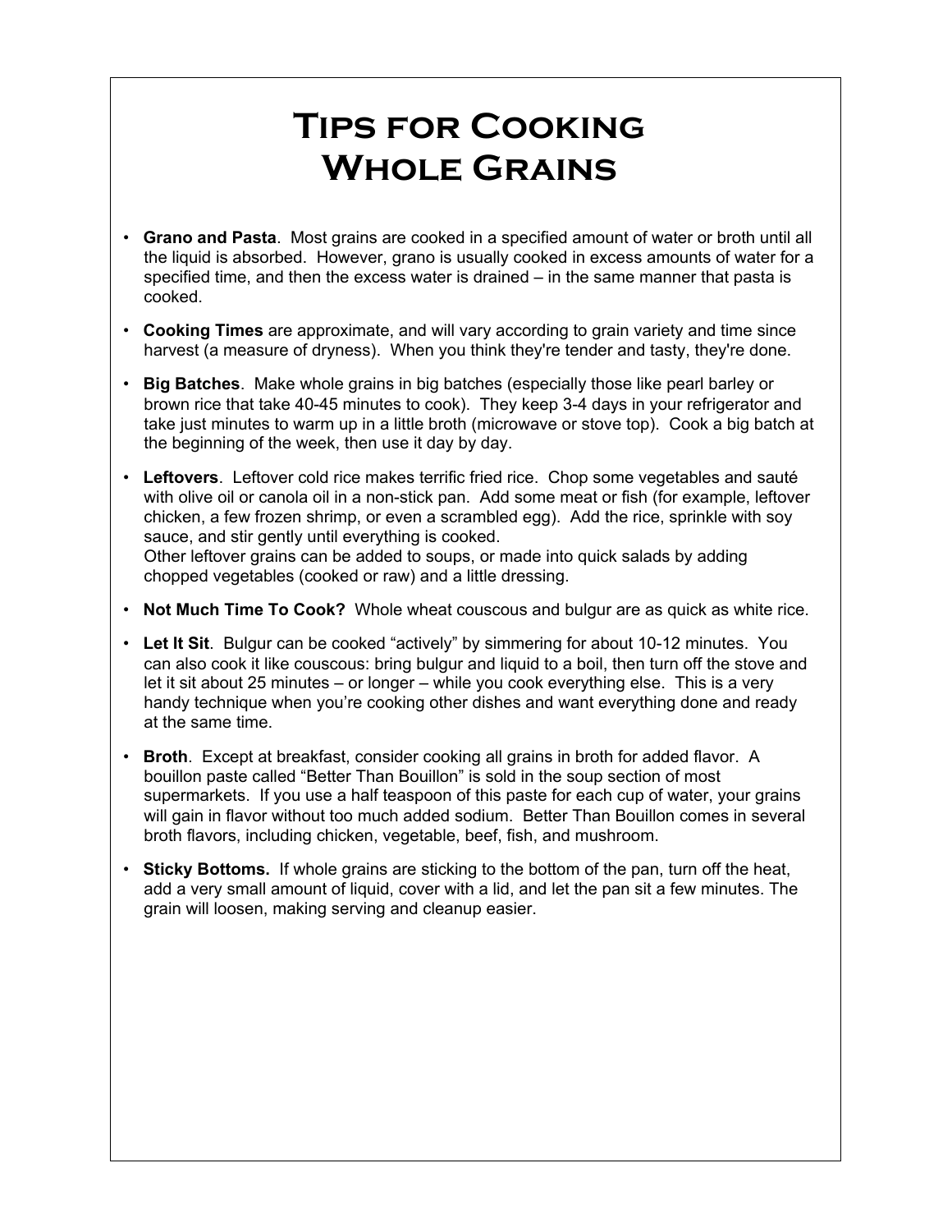# Tips for Cooking Whole Grains

- **Grano and Pasta**. Most grains are cooked in a specified amount of water or broth until all the liquid is absorbed. However, grano is usually cooked in excess amounts of water for a specified time, and then the excess water is drained – in the same manner that pasta is cooked.
- **Cooking Times** are approximate, and will vary according to grain variety and time since harvest (a measure of dryness). When you think they're tender and tasty, they're done.
- **Big Batches**. Make whole grains in big batches (especially those like pearl barley or brown rice that take 40-45 minutes to cook). They keep 3-4 days in your refrigerator and take just minutes to warm up in a little broth (microwave or stove top). Cook a big batch at the beginning of the week, then use it day by day.
- **Leftovers**. Leftover cold rice makes terrific fried rice. Chop some vegetables and sauté with olive oil or canola oil in a non-stick pan. Add some meat or fish (for example, leftover chicken, a few frozen shrimp, or even a scrambled egg). Add the rice, sprinkle with soy sauce, and stir gently until everything is cooked.
  Other leftover grains can be added to soups, or made into quick salads by adding chopped vegetables (cooked or raw) and a little dressing.
- **Not Much Time To Cook?** Whole wheat couscous and bulgur are as quick as white rice.
- **Let It Sit**. Bulgur can be cooked "actively" by simmering for about 10-12 minutes. You can also cook it like couscous: bring bulgur and liquid to a boil, then turn off the stove and let it sit about 25 minutes – or longer – while you cook everything else. This is a very handy technique when you're cooking other dishes and want everything done and ready at the same time.
- **Broth**. Except at breakfast, consider cooking all grains in broth for added flavor. A bouillon paste called "Better Than Bouillon" is sold in the soup section of most supermarkets. If you use a half teaspoon of this paste for each cup of water, your grains will gain in flavor without too much added sodium. Better Than Bouillon comes in several broth flavors, including chicken, vegetable, beef, fish, and mushroom.
- **Sticky Bottoms.** If whole grains are sticking to the bottom of the pan, turn off the heat, add a very small amount of liquid, cover with a lid, and let the pan sit a few minutes. The grain will loosen, making serving and cleanup easier.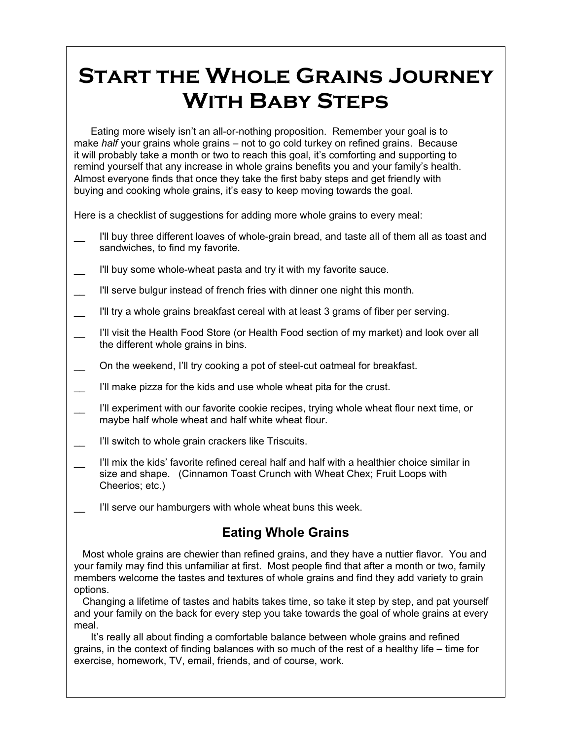# Start the Whole Grains Journey With Baby Steps

Eating more wisely isn't an all-or-nothing proposition. Remember your goal is to make *half* your grains whole grains – not to go cold turkey on refined grains. Because it will probably take a month or two to reach this goal, it's comforting and supporting to remind yourself that any increase in whole grains benefits you and your family's health. Almost everyone finds that once they take the first baby steps and get friendly with buying and cooking whole grains, it's easy to keep moving towards the goal.

Here is a checklist of suggestions for adding more whole grains to every meal:

- __ I'll buy three different loaves of whole-grain bread, and taste all of them all as toast and sandwiches, to find my favorite.
- __ I'll buy some whole-wheat pasta and try it with my favorite sauce.
- __ I'll serve bulgur instead of french fries with dinner one night this month.
- __ I'll try a whole grains breakfast cereal with at least 3 grams of fiber per serving.
- __ I'll visit the Health Food Store (or Health Food section of my market) and look over all the different whole grains in bins.
- __ On the weekend, I'll try cooking a pot of steel-cut oatmeal for breakfast.
- __ I'll make pizza for the kids and use whole wheat pita for the crust.
- __ I'll experiment with our favorite cookie recipes, trying whole wheat flour next time, or maybe half whole wheat and half white wheat flour.
- __ I'll switch to whole grain crackers like Triscuits.
- __ I'll mix the kids' favorite refined cereal half and half with a healthier choice similar in size and shape. (Cinnamon Toast Crunch with Wheat Chex; Fruit Loops with Cheerios; etc.)
- __ I'll serve our hamburgers with whole wheat buns this week.

## Eating Whole Grains

Most whole grains are chewier than refined grains, and they have a nuttier flavor. You and your family may find this unfamiliar at first. Most people find that after a month or two, family members welcome the tastes and textures of whole grains and find they add variety to grain options.

Changing a lifetime of tastes and habits takes time, so take it step by step, and pat yourself and your family on the back for every step you take towards the goal of whole grains at every meal.

It's really all about finding a comfortable balance between whole grains and refined grains, in the context of finding balances with so much of the rest of a healthy life – time for exercise, homework, TV, email, friends, and of course, work.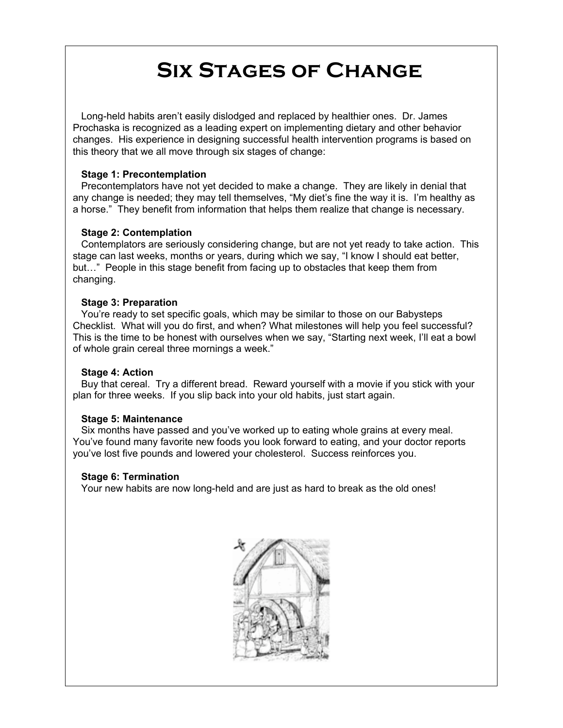# Six Stages of Change

Long-held habits aren't easily dislodged and replaced by healthier ones. Dr. James Prochaska is recognized as a leading expert on implementing dietary and other behavior changes. His experience in designing successful health intervention programs is based on this theory that we all move through six stages of change:

**Stage 1: Precontemplation**

Precontemplators have not yet decided to make a change. They are likely in denial that any change is needed; they may tell themselves, "My diet's fine the way it is. I'm healthy as a horse." They benefit from information that helps them realize that change is necessary.

**Stage 2: Contemplation**

Contemplators are seriously considering change, but are not yet ready to take action. This stage can last weeks, months or years, during which we say, "I know I should eat better, but…" People in this stage benefit from facing up to obstacles that keep them from changing.

**Stage 3: Preparation**

You're ready to set specific goals, which may be similar to those on our Babysteps Checklist. What will you do first, and when? What milestones will help you feel successful? This is the time to be honest with ourselves when we say, "Starting next week, I'll eat a bowl of whole grain cereal three mornings a week."

**Stage 4: Action**

Buy that cereal. Try a different bread. Reward yourself with a movie if you stick with your plan for three weeks. If you slip back into your old habits, just start again.

**Stage 5: Maintenance**

Six months have passed and you've worked up to eating whole grains at every meal. You've found many favorite new foods you look forward to eating, and your doctor reports you've lost five pounds and lowered your cholesterol. Success reinforces you.

**Stage 6: Termination**

Your new habits are now long-held and are just as hard to break as the old ones!